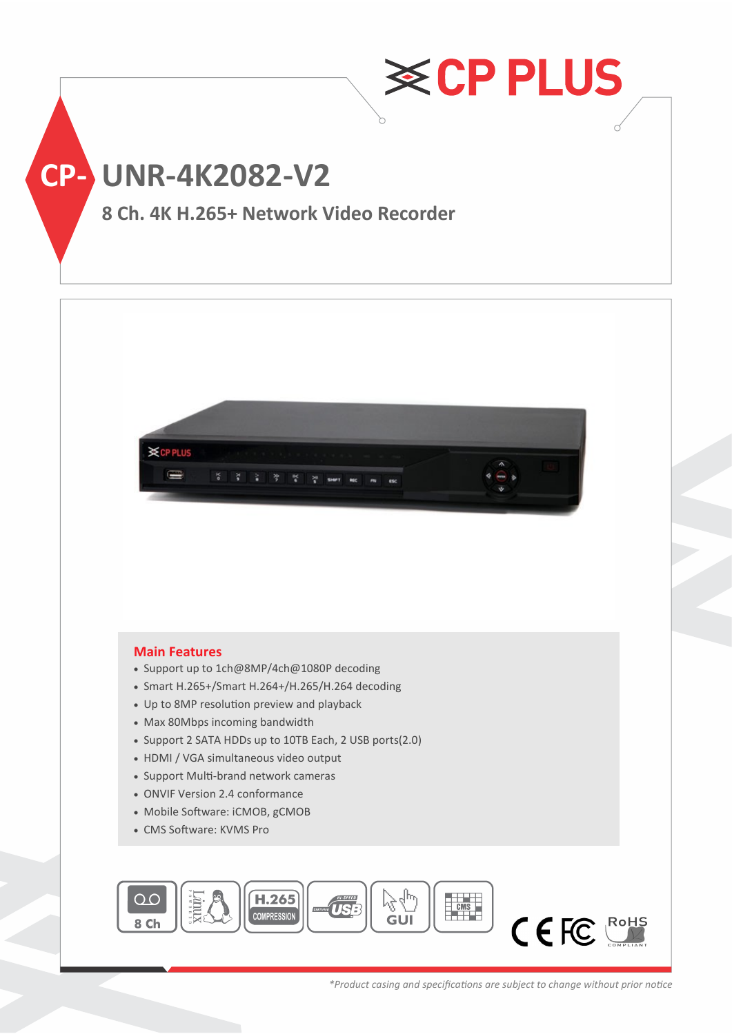# CP PLUS

# CP- UNR-4K2082-V2

## 8 Ch. 4K H.265+ Network Video Recorder

### Main Features

- Support up to 1ch@8MP/4ch@1080P decoding
- Smart H.265+/Smart H.264+/H.265/H.264 decoding
- Up to 8MP resolution preview and playback
- Max 80Mbps incoming bandwidth
- Support 2 SATA HDDs up to 10TB Each, 2 USB ports(2.0)
- HDMI / VGA simultaneous video output
- Support Multi-brand network cameras
- ONVIF Version 2.4 conformance
- Mobile Software: iCMOB, gCMOB
- CMS Software: KVMS Pro

8 Ch | Linux | H.265 COMPRESSION | HI-SPEED USB | GUI | CMS

CE FC RoHS COMPLIANT

*Product casing and specifications are subject to change without prior notice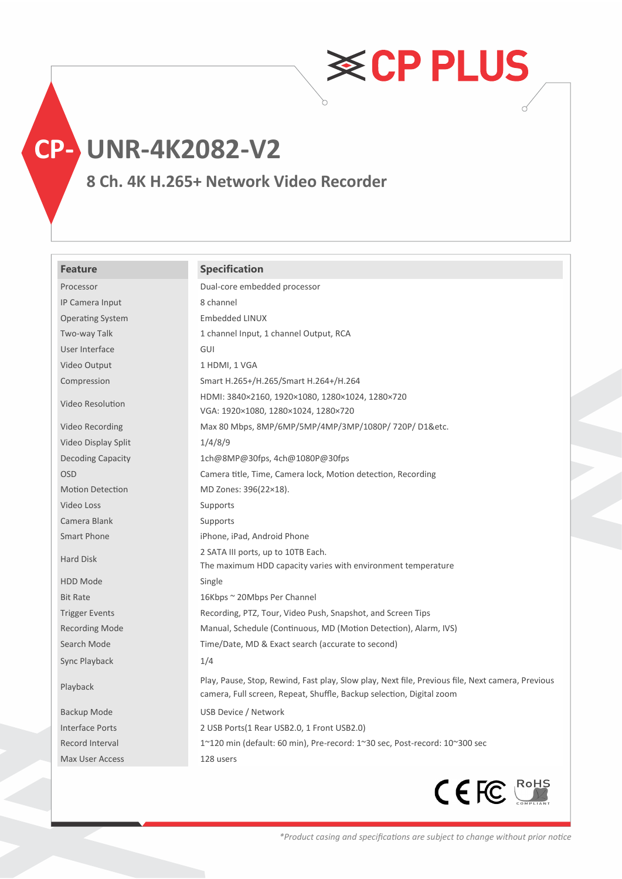# CP-UNR-4K2082-V2

## 8 Ch. 4K H.265+ Network Video Recorder

| Feature | Specification |
|---|---|
| Processor | Dual-core embedded processor |
| IP Camera Input | 8 channel |
| Operating System | Embedded LINUX |
| Two-way Talk | 1 channel Input, 1 channel Output, RCA |
| User Interface | GUI |
| Video Output | 1 HDMI, 1 VGA |
| Compression | Smart H.265+/H.265/Smart H.264+/H.264 |
| Video Resolution | HDMI: 3840×2160, 1920×1080, 1280×1024, 1280×720<br>VGA: 1920×1080, 1280×1024, 1280×720 |
| Video Recording | Max 80 Mbps, 8MP/6MP/5MP/4MP/3MP/1080P/ 720P/ D1&etc. |
| Video Display Split | 1/4/8/9 |
| Decoding Capacity | 1ch@8MP@30fps, 4ch@1080P@30fps |
| OSD | Camera title, Time, Camera lock, Motion detection, Recording |
| Motion Detection | MD Zones: 396(22×18). |
| Video Loss | Supports |
| Camera Blank | Supports |
| Smart Phone | iPhone, iPad, Android Phone |
| Hard Disk | 2 SATA III ports, up to 10TB Each.<br>The maximum HDD capacity varies with environment temperature |
| HDD Mode | Single |
| Bit Rate | 16Kbps ~ 20Mbps Per Channel |
| Trigger Events | Recording, PTZ, Tour, Video Push, Snapshot, and Screen Tips |
| Recording Mode | Manual, Schedule (Continuous, MD (Motion Detection), Alarm, IVS) |
| Search Mode | Time/Date, MD & Exact search (accurate to second) |
| Sync Playback | 1/4 |
| Playback | Play, Pause, Stop, Rewind, Fast play, Slow play, Next file, Previous file, Next camera, Previous camera, Full screen, Repeat, Shuffle, Backup selection, Digital zoom |
| Backup Mode | USB Device / Network |
| Interface Ports | 2 USB Ports(1 Rear USB2.0, 1 Front USB2.0) |
| Record Interval | 1~120 min (default: 60 min), Pre-record: 1~30 sec, Post-record: 10~300 sec |
| Max User Access | 128 users |

CE FC RoHS COMPLIANT

*\*Product casing and specifications are subject to change without prior notice*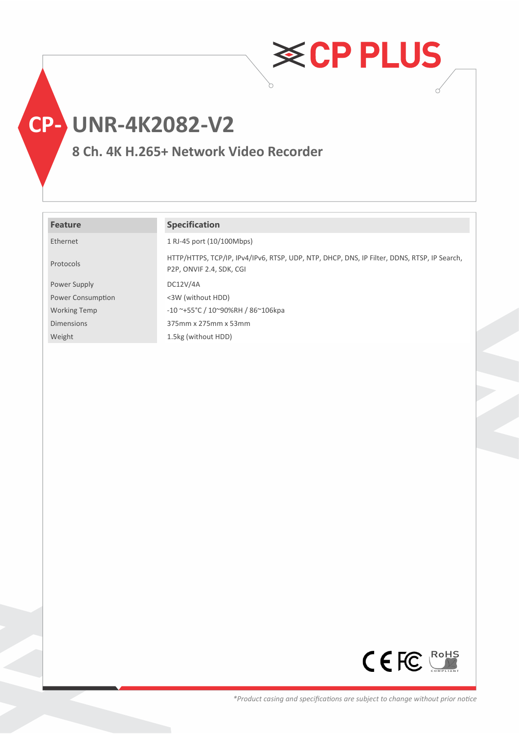# CP- UNR-4K2082-V2

## 8 Ch. 4K H.265+ Network Video Recorder

| Feature | Specification |
|---|---|
| Ethernet | 1 RJ-45 port (10/100Mbps) |
| Protocols | HTTP/HTTPS, TCP/IP, IPv4/IPv6, RTSP, UDP, NTP, DHCP, DNS, IP Filter, DDNS, RTSP, IP Search, P2P, ONVIF 2.4, SDK, CGI |
| Power Supply | DC12V/4A |
| Power Consumption | <3W (without HDD) |
| Working Temp | -10 ~+55°C / 10~90%RH / 86~106kpa |
| Dimensions | 375mm x 275mm x 53mm |
| Weight | 1.5kg (without HDD) |

CE FC RoHS COMPLIANT

*Product casing and specifications are subject to change without prior notice*